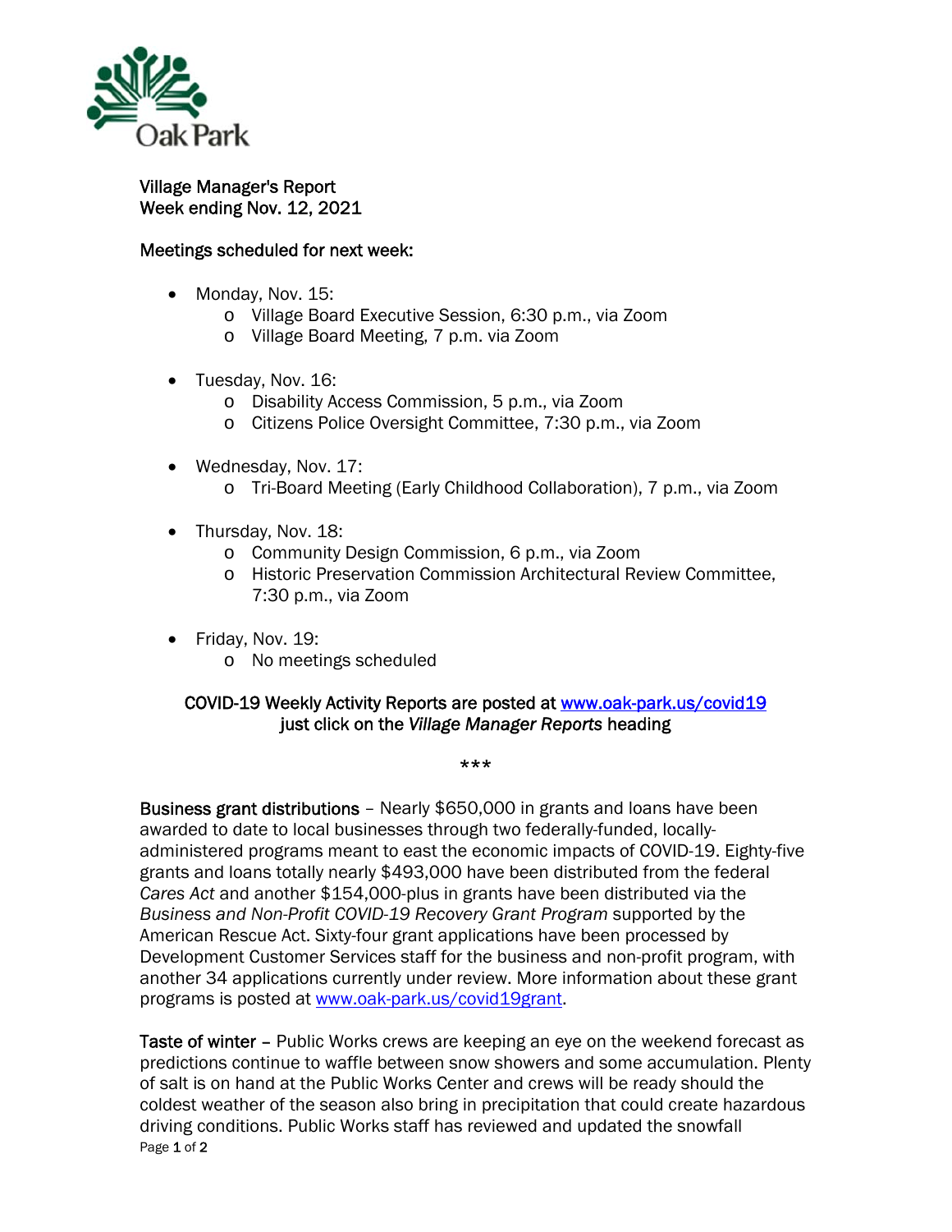# Village Manager's Report
## Week ending Nov. 12, 2021

### Meetings scheduled for next week:

- Monday, Nov. 15:
  - Village Board Executive Session, 6:30 p.m., via Zoom
  - Village Board Meeting, 7 p.m. via Zoom
- Tuesday, Nov. 16:
  - Disability Access Commission, 5 p.m., via Zoom
  - Citizens Police Oversight Committee, 7:30 p.m., via Zoom
- Wednesday, Nov. 17:
  - Tri-Board Meeting (Early Childhood Collaboration), 7 p.m., via Zoom
- Thursday, Nov. 18:
  - Community Design Commission, 6 p.m., via Zoom
  - Historic Preservation Commission Architectural Review Committee, 7:30 p.m., via Zoom
- Friday, Nov. 19:
  - No meetings scheduled

COVID-19 Weekly Activity Reports are posted at [www.oak-park.us/covid19](www.oak-park.us/covid19) just click on the *Village Manager Reports* heading

***

**Business grant distributions** – Nearly $650,000 in grants and loans have been awarded to date to local businesses through two federally-funded, locally-administered programs meant to east the economic impacts of COVID-19. Eighty-five grants and loans totally nearly $493,000 have been distributed from the federal *Cares Act* and another $154,000-plus in grants have been distributed via the *Business and Non-Profit COVID-19 Recovery Grant Program* supported by the American Rescue Act. Sixty-four grant applications have been processed by Development Customer Services staff for the business and non-profit program, with another 34 applications currently under review. More information about these grant programs is posted at [www.oak-park.us/covid19grant](www.oak-park.us/covid19grant).

**Taste of winter** – Public Works crews are keeping an eye on the weekend forecast as predictions continue to waffle between snow showers and some accumulation. Plenty of salt is on hand at the Public Works Center and crews will be ready should the coldest weather of the season also bring in precipitation that could create hazardous driving conditions. Public Works staff has reviewed and updated the snowfall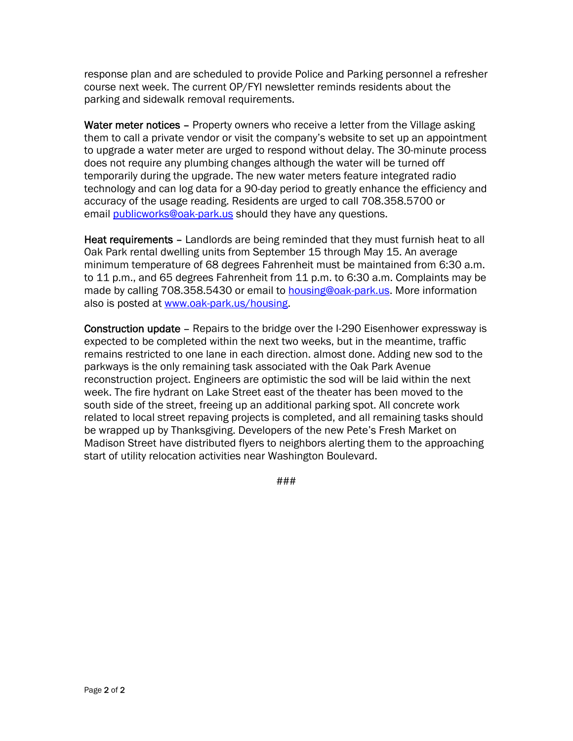response plan and are scheduled to provide Police and Parking personnel a refresher course next week. The current OP/FYI newsletter reminds residents about the parking and sidewalk removal requirements.

**Water meter notices** – Property owners who receive a letter from the Village asking them to call a private vendor or visit the company's website to set up an appointment to upgrade a water meter are urged to respond without delay. The 30-minute process does not require any plumbing changes although the water will be turned off temporarily during the upgrade. The new water meters feature integrated radio technology and can log data for a 90-day period to greatly enhance the efficiency and accuracy of the usage reading. Residents are urged to call 708.358.5700 or email [publicworks@oak-park.us](mailto:publicworks@oak-park.us) should they have any questions.

**Heat requirements** – Landlords are being reminded that they must furnish heat to all Oak Park rental dwelling units from September 15 through May 15. An average minimum temperature of 68 degrees Fahrenheit must be maintained from 6:30 a.m. to 11 p.m., and 65 degrees Fahrenheit from 11 p.m. to 6:30 a.m. Complaints may be made by calling 708.358.5430 or email to [housing@oak-park.us](mailto:housing@oak-park.us). More information also is posted at [www.oak-park.us/housing](http://www.oak-park.us/housing).

**Construction update** – Repairs to the bridge over the I-290 Eisenhower expressway is expected to be completed within the next two weeks, but in the meantime, traffic remains restricted to one lane in each direction. almost done. Adding new sod to the parkways is the only remaining task associated with the Oak Park Avenue reconstruction project. Engineers are optimistic the sod will be laid within the next week. The fire hydrant on Lake Street east of the theater has been moved to the south side of the street, freeing up an additional parking spot. All concrete work related to local street repaving projects is completed, and all remaining tasks should be wrapped up by Thanksgiving. Developers of the new Pete's Fresh Market on Madison Street have distributed flyers to neighbors alerting them to the approaching start of utility relocation activities near Washington Boulevard.

###